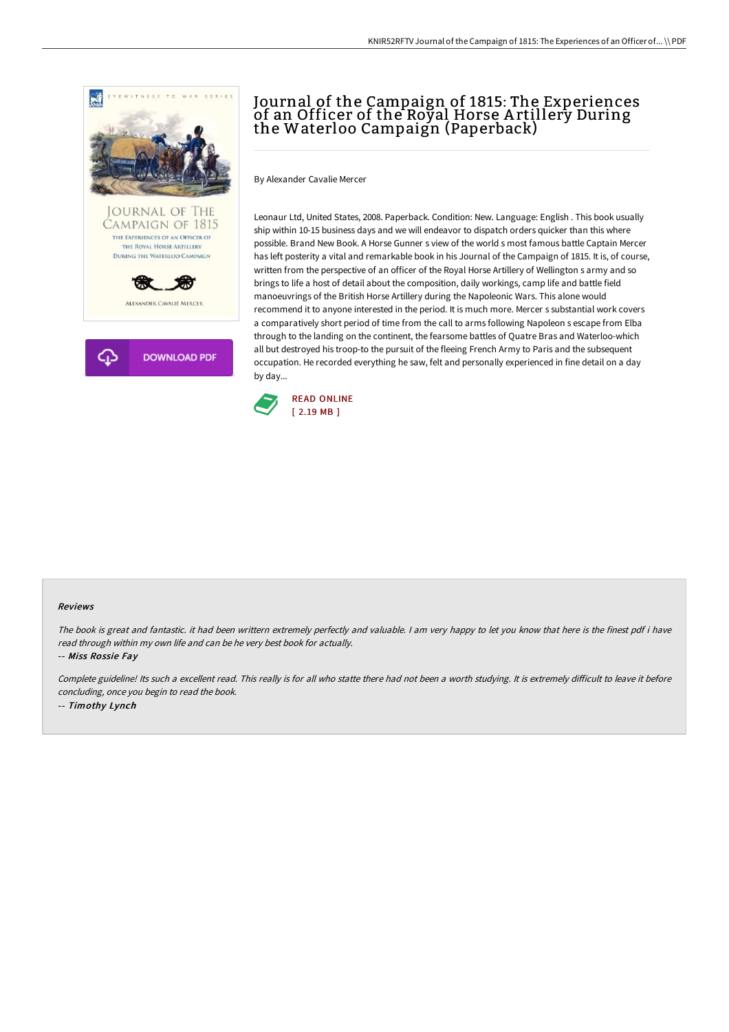# Journal of the Campaign of 1815: The Experiences of an Officer of the Royal Horse Artillery During the Waterloo Campaign (Paperback)

By Alexander Cavalie Mercer

Leonaur Ltd, United States, 2008. Paperback. Condition: New. Language: English . This book usually ship within 10-15 business days and we will endeavor to dispatch orders quicker than this where possible. Brand New Book. A Horse Gunner s view of the world s most famous battle Captain Mercer has left posterity a vital and remarkable book in his Journal of the Campaign of 1815. It is, of course, written from the perspective of an officer of the Royal Horse Artillery of Wellington s army and so brings to life a host of detail about the composition, daily workings, camp life and battle field manoeuvrings of the British Horse Artillery during the Napoleonic Wars. This alone would recommend it to anyone interested in the period. It is much more. Mercer s substantial work covers a comparatively short period of time from the call to arms following Napoleon s escape from Elba through to the landing on the continent, the fearsome battles of Quatre Bras and Waterloo-which all but destroyed his troop-to the pursuit of the fleeing French Army to Paris and the subsequent occupation. He recorded everything he saw, felt and personally experienced in fine detail on a day by day...

READ ONLINE
[ 2.19 MB ]

### Reviews

*The book is great and fantastic. it had been writtern extremely perfectly and valuable. I am very happy to let you know that here is the finest pdf i have read through within my own life and can be he very best book for actually.*

-- *Miss Rossie Fay*

*Complete guideline! Its such a excellent read. This really is for all who statte there had not been a worth studying. It is extremely difficult to leave it before concluding, once you begin to read the book.*

-- *Timothy Lynch*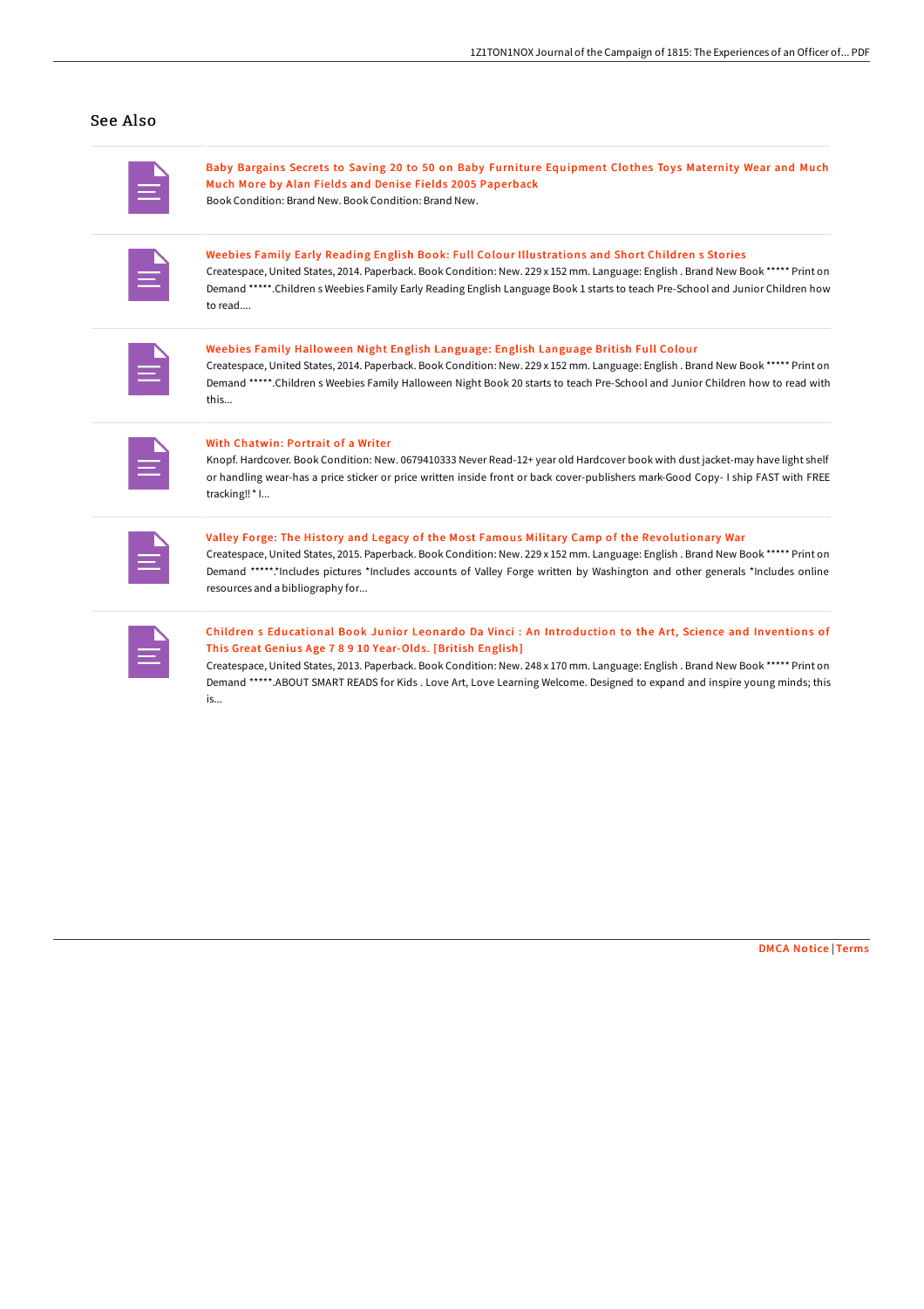## See Also

**Baby Bargains Secrets to Saving 20 to 50 on Baby Furniture Equipment Clothes Toys Maternity Wear and Much Much More by Alan Fields and Denise Fields 2005 Paperback**

Book Condition: Brand New. Book Condition: Brand New.

**Weebies Family Early Reading English Book: Full Colour Illustrations and Short Children s Stories**

Createspace, United States, 2014. Paperback. Book Condition: New. 229 x 152 mm. Language: English . Brand New Book ***** Print on Demand *****.Children s Weebies Family Early Reading English Language Book 1 starts to teach Pre-School and Junior Children how to read....

**Weebies Family Halloween Night English Language: English Language British Full Colour**

Createspace, United States, 2014. Paperback. Book Condition: New. 229 x 152 mm. Language: English . Brand New Book ***** Print on Demand *****.Children s Weebies Family Halloween Night Book 20 starts to teach Pre-School and Junior Children how to read with this...

**With Chatwin: Portrait of a Writer**

Knopf. Hardcover. Book Condition: New. 0679410333 Never Read-12+ year old Hardcover book with dust jacket-may have light shelf or handling wear-has a price sticker or price written inside front or back cover-publishers mark-Good Copy- I ship FAST with FREE tracking!! * I...

**Valley Forge: The History and Legacy of the Most Famous Military Camp of the Revolutionary War**

Createspace, United States, 2015. Paperback. Book Condition: New. 229 x 152 mm. Language: English . Brand New Book ***** Print on Demand *****.*Includes pictures *Includes accounts of Valley Forge written by Washington and other generals *Includes online resources and a bibliography for...

**Children s Educational Book Junior Leonardo Da Vinci : An Introduction to the Art, Science and Inventions of This Great Genius Age 7 8 9 10 Year-Olds. [British English]**

Createspace, United States, 2013. Paperback. Book Condition: New. 248 x 170 mm. Language: English . Brand New Book ***** Print on Demand *****.ABOUT SMART READS for Kids . Love Art, Love Learning Welcome. Designed to expand and inspire young minds; this is...

DMCA Notice | Terms